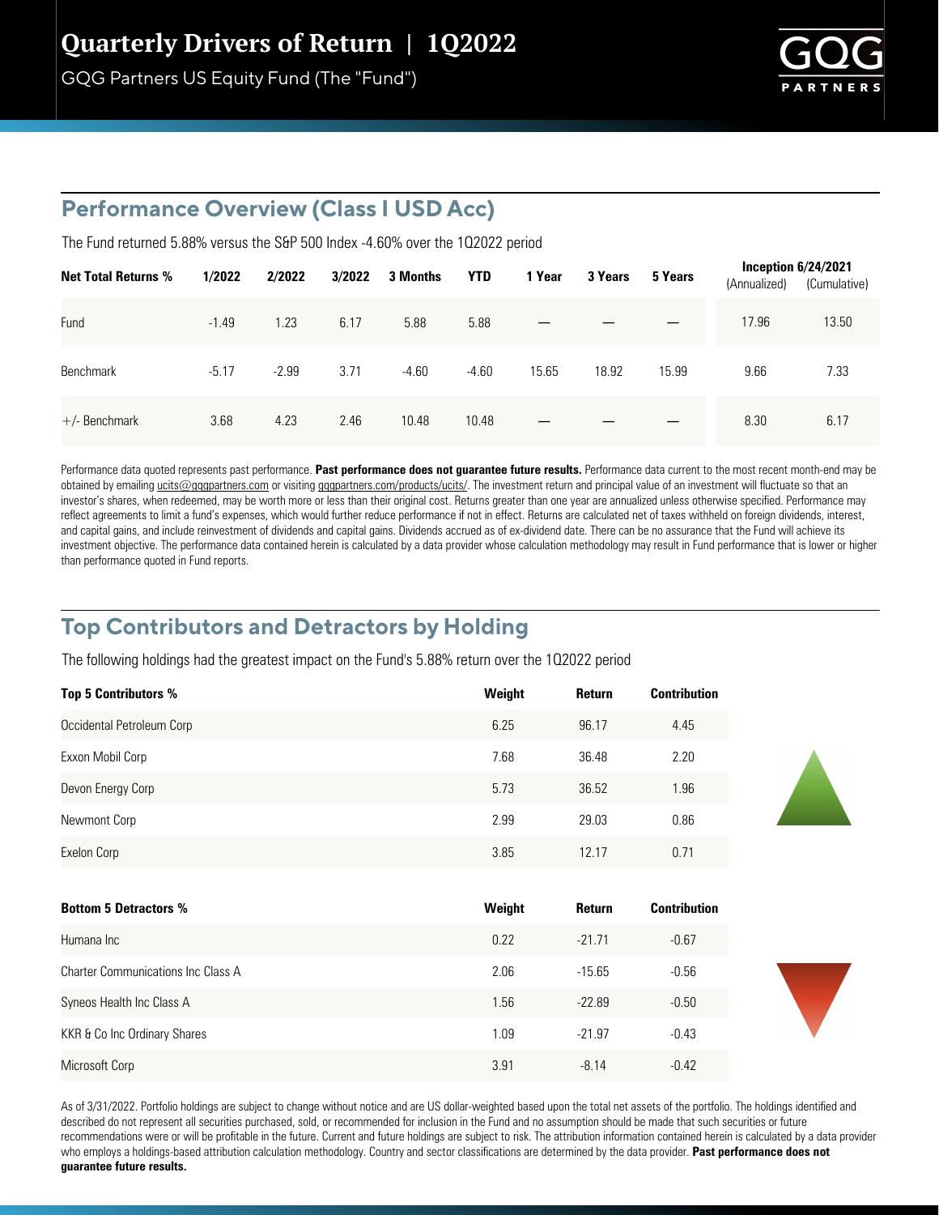# Quarterly Drivers of Return | 1Q2022

GQG Partners US Equity Fund (The "Fund")

## Performance Overview (Class I USD Acc)

The Fund returned 5.88% versus the S&P 500 Index -4.60% over the 1Q2022 period

| Net Total Returns % | 1/2022 | 2/2022 | 3/2022 | 3 Months | YTD | 1 Year | 3 Years | 5 Years | Inception 6/24/2021 (Annualized) | Inception 6/24/2021 (Cumulative) |
|---|---|---|---|---|---|---|---|---|---|---|
| Fund | -1.49 | 1.23 | 6.17 | 5.88 | 5.88 | — | — | — | 17.96 | 13.50 |
| Benchmark | -5.17 | -2.99 | 3.71 | -4.60 | -4.60 | 15.65 | 18.92 | 15.99 | 9.66 | 7.33 |
| +/- Benchmark | 3.68 | 4.23 | 2.46 | 10.48 | 10.48 | — | — | — | 8.30 | 6.17 |

Performance data quoted represents past performance. **Past performance does not guarantee future results.** Performance data current to the most recent month-end may be obtained by emailing ucits@gqgpartners.com or visiting gqgpartners.com/products/ucits/. The investment return and principal value of an investment will fluctuate so that an investor's shares, when redeemed, may be worth more or less than their original cost. Returns greater than one year are annualized unless otherwise specified. Performance may reflect agreements to limit a fund's expenses, which would further reduce performance if not in effect. Returns are calculated net of taxes withheld on foreign dividends, interest, and capital gains, and include reinvestment of dividends and capital gains. Dividends accrued as of ex-dividend date. There can be no assurance that the Fund will achieve its investment objective. The performance data contained herein is calculated by a data provider whose calculation methodology may result in Fund performance that is lower or higher than performance quoted in Fund reports.

## Top Contributors and Detractors by Holding

The following holdings had the greatest impact on the Fund's 5.88% return over the 1Q2022 period

| Top 5 Contributors % | Weight | Return | Contribution |
|---|---|---|---|
| Occidental Petroleum Corp | 6.25 | 96.17 | 4.45 |
| Exxon Mobil Corp | 7.68 | 36.48 | 2.20 |
| Devon Energy Corp | 5.73 | 36.52 | 1.96 |
| Newmont Corp | 2.99 | 29.03 | 0.86 |
| Exelon Corp | 3.85 | 12.17 | 0.71 |

| Bottom 5 Detractors % | Weight | Return | Contribution |
|---|---|---|---|
| Humana Inc | 0.22 | -21.71 | -0.67 |
| Charter Communications Inc Class A | 2.06 | -15.65 | -0.56 |
| Syneos Health Inc Class A | 1.56 | -22.89 | -0.50 |
| KKR & Co Inc Ordinary Shares | 1.09 | -21.97 | -0.43 |
| Microsoft Corp | 3.91 | -8.14 | -0.42 |

As of 3/31/2022. Portfolio holdings are subject to change without notice and are US dollar-weighted based upon the total net assets of the portfolio. The holdings identified and described do not represent all securities purchased, sold, or recommended for inclusion in the Fund and no assumption should be made that such securities or future recommendations were or will be profitable in the future. Current and future holdings are subject to risk. The attribution information contained herein is calculated by a data provider who employs a holdings-based attribution calculation methodology. Country and sector classifications are determined by the data provider. **Past performance does not guarantee future results.**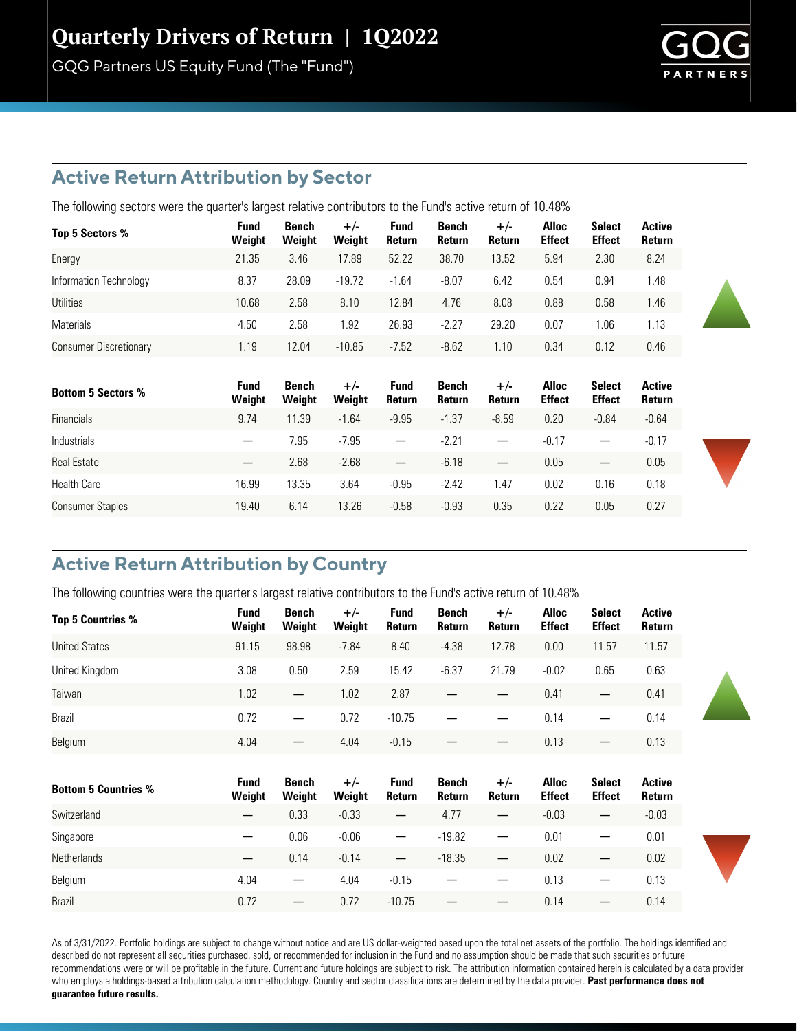# Quarterly Drivers of Return | 1Q2022

GQG Partners US Equity Fund (The "Fund")

## Active Return Attribution by Sector

The following sectors were the quarter's largest relative contributors to the Fund's active return of 10.48%

| Top 5 Sectors % | Fund Weight | Bench Weight | +/- Weight | Fund Return | Bench Return | +/- Return | Alloc Effect | Select Effect | Active Return |
|---|---|---|---|---|---|---|---|---|---|
| Energy | 21.35 | 3.46 | 17.89 | 52.22 | 38.70 | 13.52 | 5.94 | 2.30 | 8.24 |
| Information Technology | 8.37 | 28.09 | -19.72 | -1.64 | -8.07 | 6.42 | 0.54 | 0.94 | 1.48 |
| Utilities | 10.68 | 2.58 | 8.10 | 12.84 | 4.76 | 8.08 | 0.88 | 0.58 | 1.46 |
| Materials | 4.50 | 2.58 | 1.92 | 26.93 | -2.27 | 29.20 | 0.07 | 1.06 | 1.13 |
| Consumer Discretionary | 1.19 | 12.04 | -10.85 | -7.52 | -8.62 | 1.10 | 0.34 | 0.12 | 0.46 |

| Bottom 5 Sectors % | Fund Weight | Bench Weight | +/- Weight | Fund Return | Bench Return | +/- Return | Alloc Effect | Select Effect | Active Return |
|---|---|---|---|---|---|---|---|---|---|
| Financials | 9.74 | 11.39 | -1.64 | -9.95 | -1.37 | -8.59 | 0.20 | -0.84 | -0.64 |
| Industrials | — | 7.95 | -7.95 | — | -2.21 | — | -0.17 | — | -0.17 |
| Real Estate | — | 2.68 | -2.68 | — | -6.18 | — | 0.05 | — | 0.05 |
| Health Care | 16.99 | 13.35 | 3.64 | -0.95 | -2.42 | 1.47 | 0.02 | 0.16 | 0.18 |
| Consumer Staples | 19.40 | 6.14 | 13.26 | -0.58 | -0.93 | 0.35 | 0.22 | 0.05 | 0.27 |

## Active Return Attribution by Country

The following countries were the quarter's largest relative contributors to the Fund's active return of 10.48%

| Top 5 Countries % | Fund Weight | Bench Weight | +/- Weight | Fund Return | Bench Return | +/- Return | Alloc Effect | Select Effect | Active Return |
|---|---|---|---|---|---|---|---|---|---|
| United States | 91.15 | 98.98 | -7.84 | 8.40 | -4.38 | 12.78 | 0.00 | 11.57 | 11.57 |
| United Kingdom | 3.08 | 0.50 | 2.59 | 15.42 | -6.37 | 21.79 | -0.02 | 0.65 | 0.63 |
| Taiwan | 1.02 | — | 1.02 | 2.87 | — | — | 0.41 | — | 0.41 |
| Brazil | 0.72 | — | 0.72 | -10.75 | — | — | 0.14 | — | 0.14 |
| Belgium | 4.04 | — | 4.04 | -0.15 | — | — | 0.13 | — | 0.13 |

| Bottom 5 Countries % | Fund Weight | Bench Weight | +/- Weight | Fund Return | Bench Return | +/- Return | Alloc Effect | Select Effect | Active Return |
|---|---|---|---|---|---|---|---|---|---|
| Switzerland | — | 0.33 | -0.33 | — | 4.77 | — | -0.03 | — | -0.03 |
| Singapore | — | 0.06 | -0.06 | — | -19.82 | — | 0.01 | — | 0.01 |
| Netherlands | — | 0.14 | -0.14 | — | -18.35 | — | 0.02 | — | 0.02 |
| Belgium | 4.04 | — | 4.04 | -0.15 | — | — | 0.13 | — | 0.13 |
| Brazil | 0.72 | — | 0.72 | -10.75 | — | — | 0.14 | — | 0.14 |

As of 3/31/2022. Portfolio holdings are subject to change without notice and are US dollar-weighted based upon the total net assets of the portfolio. The holdings identified and described do not represent all securities purchased, sold, or recommended for inclusion in the Fund and no assumption should be made that such securities or future recommendations were or will be profitable in the future. Current and future holdings are subject to risk. The attribution information contained herein is calculated by a data provider who employs a holdings-based attribution calculation methodology. Country and sector classifications are determined by the data provider. **Past performance does not guarantee future results.**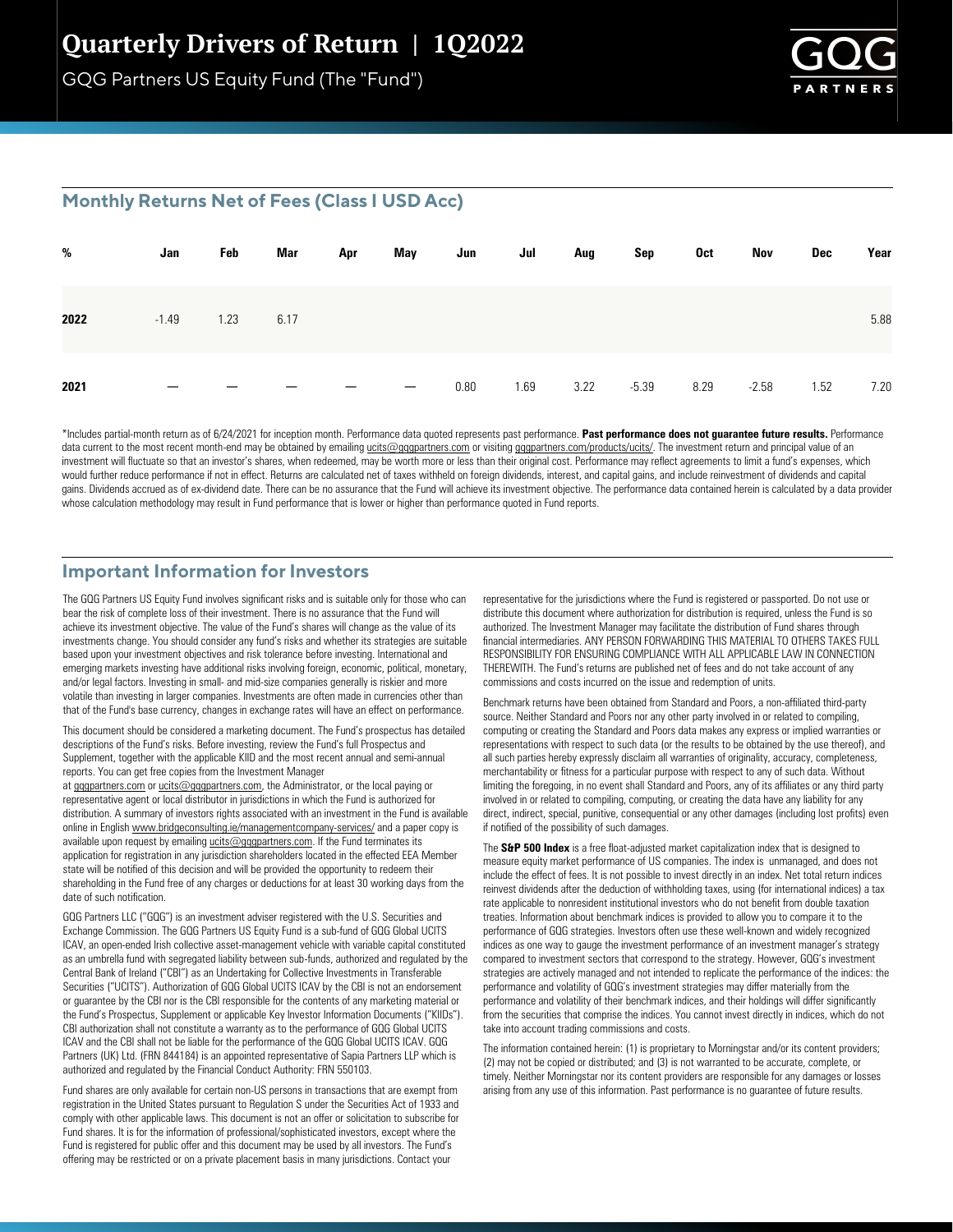# Quarterly Drivers of Return | 1Q2022

GQG Partners US Equity Fund (The "Fund")

## Monthly Returns Net of Fees (Class I USD Acc)

| % | Jan | Feb | Mar | Apr | May | Jun | Jul | Aug | Sep | Oct | Nov | Dec | Year |
|---|---|---|---|---|---|---|---|---|---|---|---|---|---|
| 2022 | -1.49 | 1.23 | 6.17 | | | | | | | | | | 5.88 |
| 2021 | — | — | — | — | — | 0.80 | 1.69 | 3.22 | -5.39 | 8.29 | -2.58 | 1.52 | 7.20 |

*Includes partial-month return as of 6/24/2021 for inception month. Performance data quoted represents past performance. **Past performance does not guarantee future results.** Performance data current to the most recent month-end may be obtained by emailing ucits@gqgpartners.com or visiting gqgpartners.com/products/ucits/. The investment return and principal value of an investment will fluctuate so that an investor's shares, when redeemed, may be worth more or less than their original cost. Performance may reflect agreements to limit a fund's expenses, which would further reduce performance if not in effect. Returns are calculated net of taxes withheld on foreign dividends, interest, and capital gains, and include reinvestment of dividends and capital gains. Dividends accrued as of ex-dividend date. There can be no assurance that the Fund will achieve its investment objective. The performance data contained herein is calculated by a data provider whose calculation methodology may result in Fund performance that is lower or higher than performance quoted in Fund reports.

## Important Information for Investors

The GQG Partners US Equity Fund involves significant risks and is suitable only for those who can bear the risk of complete loss of their investment. There is no assurance that the Fund will achieve its investment objective. The value of the Fund's shares will change as the value of its investments change. You should consider any fund's risks and whether its strategies are suitable based upon your investment objectives and risk tolerance before investing. International and emerging markets investing have additional risks involving foreign, economic, political, monetary, and/or legal factors. Investing in small- and mid-size companies generally is riskier and more volatile than investing in larger companies. Investments are often made in currencies other than that of the Fund's base currency, changes in exchange rates will have an effect on performance.

This document should be considered a marketing document. The Fund's prospectus has detailed descriptions of the Fund's risks. Before investing, review the Fund's full Prospectus and Supplement, together with the applicable KIID and the most recent annual and semi-annual reports. You can get free copies from the Investment Manager at gqgpartners.com or ucits@gqgpartners.com, the Administrator, or the local paying or representative agent or local distributor in jurisdictions in which the Fund is authorized for distribution. A summary of investors rights associated with an investment in the Fund is available online in English www.bridgeconsulting.ie/managementcompany-services/ and a paper copy is available upon request by emailing ucits@gqgpartners.com. If the Fund terminates its application for registration in any jurisdiction shareholders located in the effected EEA Member state will be notified of this decision and will be provided the opportunity to redeem their shareholding in the Fund free of any charges or deductions for at least 30 working days from the date of such notification.

GQG Partners LLC ("GQG") is an investment adviser registered with the U.S. Securities and Exchange Commission. The GQG Partners US Equity Fund is a sub-fund of GQG Global UCITS ICAV, an open-ended Irish collective asset-management vehicle with variable capital constituted as an umbrella fund with segregated liability between sub-funds, authorized and regulated by the Central Bank of Ireland ("CBI") as an Undertaking for Collective Investments in Transferable Securities ("UCITS"). Authorization of GQG Global UCITS ICAV by the CBI is not an endorsement or guarantee by the CBI nor is the CBI responsible for the contents of any marketing material or the Fund's Prospectus, Supplement or applicable Key Investor Information Documents ("KIIDs"). CBI authorization shall not constitute a warranty as to the performance of GQG Global UCITS ICAV and the CBI shall not be liable for the performance of the GQG Global UCITS ICAV. GQG Partners (UK) Ltd. (FRN 844184) is an appointed representative of Sapia Partners LLP which is authorized and regulated by the Financial Conduct Authority: FRN 550103.

Fund shares are only available for certain non-US persons in transactions that are exempt from registration in the United States pursuant to Regulation S under the Securities Act of 1933 and comply with other applicable laws. This document is not an offer or solicitation to subscribe for Fund shares. It is for the information of professional/sophisticated investors, except where the Fund is registered for public offer and this document may be used by all investors. The Fund's offering may be restricted or on a private placement basis in many jurisdictions. Contact your representative for the jurisdictions where the Fund is registered or passported. Do not use or distribute this document where authorization for distribution is required, unless the Fund is so authorized. The Investment Manager may facilitate the distribution of Fund shares through financial intermediaries. ANY PERSON FORWARDING THIS MATERIAL TO OTHERS TAKES FULL RESPONSIBILITY FOR ENSURING COMPLIANCE WITH ALL APPLICABLE LAW IN CONNECTION THEREWITH. The Fund's returns are published net of fees and do not take account of any commissions and costs incurred on the issue and redemption of units.

Benchmark returns have been obtained from Standard and Poors, a non-affiliated third-party source. Neither Standard and Poors nor any other party involved in or related to compiling, computing or creating the Standard and Poors data makes any express or implied warranties or representations with respect to such data (or the results to be obtained by the use thereof), and all such parties hereby expressly disclaim all warranties of originality, accuracy, completeness, merchantability or fitness for a particular purpose with respect to any of such data. Without limiting the foregoing, in no event shall Standard and Poors, any of its affiliates or any third party involved in or related to compiling, computing, or creating the data have any liability for any direct, indirect, special, punitive, consequential or any other damages (including lost profits) even if notified of the possibility of such damages.

The **S&P 500 Index** is a free float-adjusted market capitalization index that is designed to measure equity market performance of US companies. The index is unmanaged, and does not include the effect of fees. It is not possible to invest directly in an index. Net total return indices reinvest dividends after the deduction of withholding taxes, using (for international indices) a tax rate applicable to nonresident institutional investors who do not benefit from double taxation treaties. Information about benchmark indices is provided to allow you to compare it to the performance of GQG strategies. Investors often use these well-known and widely recognized indices as one way to gauge the investment performance of an investment manager's strategy compared to investment sectors that correspond to the strategy. However, GQG's investment strategies are actively managed and not intended to replicate the performance of the indices: the performance and volatility of GQG's investment strategies may differ materially from the performance and volatility of their benchmark indices, and their holdings will differ significantly from the securities that comprise the indices. You cannot invest directly in indices, which do not take into account trading commissions and costs.

The information contained herein: (1) is proprietary to Morningstar and/or its content providers; (2) may not be copied or distributed; and (3) is not warranted to be accurate, complete, or timely. Neither Morningstar nor its content providers are responsible for any damages or losses arising from any use of this information. Past performance is no guarantee of future results.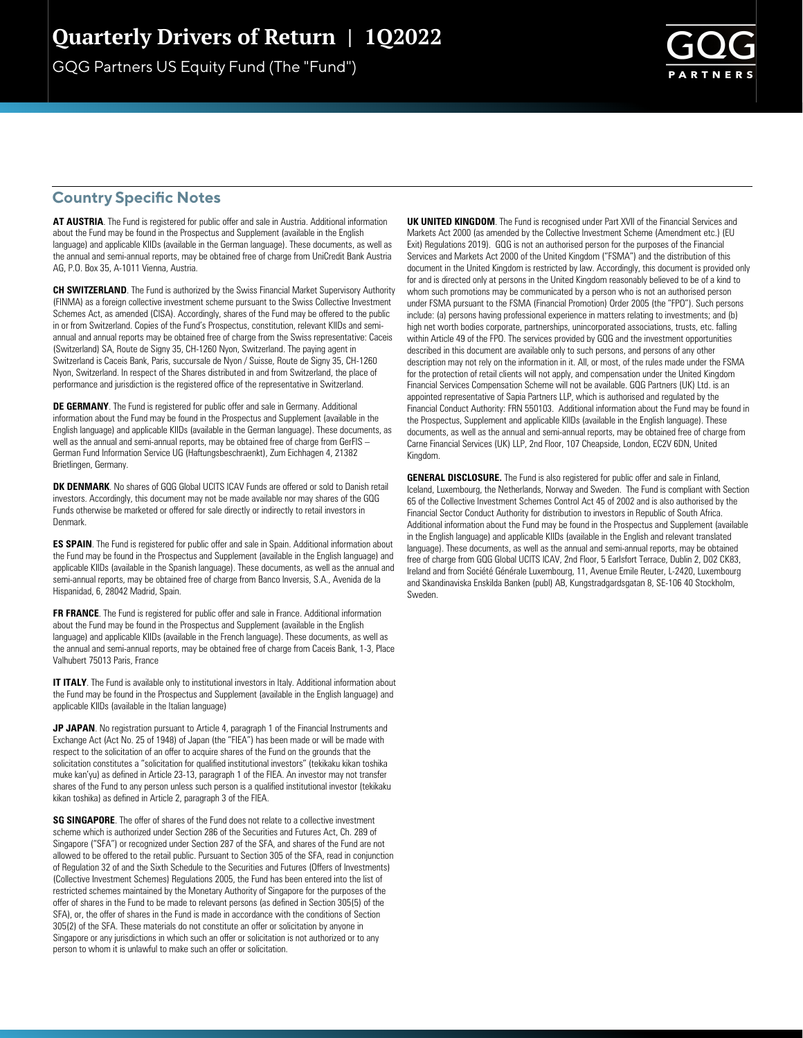## Country Specific Notes

**AT AUSTRIA**. The Fund is registered for public offer and sale in Austria. Additional information about the Fund may be found in the Prospectus and Supplement (available in the English language) and applicable KIIDs (available in the German language). These documents, as well as the annual and semi-annual reports, may be obtained free of charge from UniCredit Bank Austria AG, P.O. Box 35, A-1011 Vienna, Austria.

**CH SWITZERLAND**. The Fund is authorized by the Swiss Financial Market Supervisory Authority (FINMA) as a foreign collective investment scheme pursuant to the Swiss Collective Investment Schemes Act, as amended (CISA). Accordingly, shares of the Fund may be offered to the public in or from Switzerland. Copies of the Fund's Prospectus, constitution, relevant KIIDs and semi-annual and annual reports may be obtained free of charge from the Swiss representative: Caceis (Switzerland) SA, Route de Signy 35, CH-1260 Nyon, Switzerland. The paying agent in Switzerland is Caceis Bank, Paris, succursale de Nyon / Suisse, Route de Signy 35, CH-1260 Nyon, Switzerland. In respect of the Shares distributed in and from Switzerland, the place of performance and jurisdiction is the registered office of the representative in Switzerland.

**DE GERMANY**. The Fund is registered for public offer and sale in Germany. Additional information about the Fund may be found in the Prospectus and Supplement (available in the English language) and applicable KIIDs (available in the German language). These documents, as well as the annual and semi-annual reports, may be obtained free of charge from GerFIS – German Fund Information Service UG (Haftungsbeschraenkt), Zum Eichhagen 4, 21382 Brietlingen, Germany.

**DK DENMARK**. No shares of GQG Global UCITS ICAV Funds are offered or sold to Danish retail investors. Accordingly, this document may not be made available nor may shares of the GQG Funds otherwise be marketed or offered for sale directly or indirectly to retail investors in Denmark.

**ES SPAIN**. The Fund is registered for public offer and sale in Spain. Additional information about the Fund may be found in the Prospectus and Supplement (available in the English language) and applicable KIIDs (available in the Spanish language). These documents, as well as the annual and semi-annual reports, may be obtained free of charge from Banco Inversis, S.A., Avenida de la Hispanidad, 6, 28042 Madrid, Spain.

**FR FRANCE**. The Fund is registered for public offer and sale in France. Additional information about the Fund may be found in the Prospectus and Supplement (available in the English language) and applicable KIIDs (available in the French language). These documents, as well as the annual and semi-annual reports, may be obtained free of charge from Caceis Bank, 1-3, Place Valhubert 75013 Paris, France

**IT ITALY**. The Fund is available only to institutional investors in Italy. Additional information about the Fund may be found in the Prospectus and Supplement (available in the English language) and applicable KIIDs (available in the Italian language)

**JP JAPAN**. No registration pursuant to Article 4, paragraph 1 of the Financial Instruments and Exchange Act (Act No. 25 of 1948) of Japan (the "FIEA") has been made or will be made with respect to the solicitation of an offer to acquire shares of the Fund on the grounds that the solicitation constitutes a "solicitation for qualified institutional investors" (tekikaku kikan toshika muke kan'yu) as defined in Article 23-13, paragraph 1 of the FIEA. An investor may not transfer shares of the Fund to any person unless such person is a qualified institutional investor (tekikaku kikan toshika) as defined in Article 2, paragraph 3 of the FIEA.

**SG SINGAPORE**. The offer of shares of the Fund does not relate to a collective investment scheme which is authorized under Section 286 of the Securities and Futures Act, Ch. 289 of Singapore ("SFA") or recognized under Section 287 of the SFA, and shares of the Fund are not allowed to be offered to the retail public. Pursuant to Section 305 of the SFA, read in conjunction of Regulation 32 of and the Sixth Schedule to the Securities and Futures (Offers of Investments) (Collective Investment Schemes) Regulations 2005, the Fund has been entered into the list of restricted schemes maintained by the Monetary Authority of Singapore for the purposes of the offer of shares in the Fund to be made to relevant persons (as defined in Section 305(5) of the SFA), or, the offer of shares in the Fund is made in accordance with the conditions of Section 305(2) of the SFA. These materials do not constitute an offer or solicitation by anyone in Singapore or any jurisdictions in which such an offer or solicitation is not authorized or to any person to whom it is unlawful to make such an offer or solicitation.

**UK UNITED KINGDOM**. The Fund is recognised under Part XVII of the Financial Services and Markets Act 2000 (as amended by the Collective Investment Scheme (Amendment etc.) (EU Exit) Regulations 2019). GQG is not an authorised person for the purposes of the Financial Services and Markets Act 2000 of the United Kingdom ("FSMA") and the distribution of this document in the United Kingdom is restricted by law. Accordingly, this document is provided only for and is directed only at persons in the United Kingdom reasonably believed to be of a kind to whom such promotions may be communicated by a person who is not an authorised person under FSMA pursuant to the FSMA (Financial Promotion) Order 2005 (the "FPO"). Such persons include: (a) persons having professional experience in matters relating to investments; and (b) high net worth bodies corporate, partnerships, unincorporated associations, trusts, etc. falling within Article 49 of the FPO. The services provided by GQG and the investment opportunities described in this document are available only to such persons, and persons of any other description may not rely on the information in it. All, or most, of the rules made under the FSMA for the protection of retail clients will not apply, and compensation under the United Kingdom Financial Services Compensation Scheme will not be available. GQG Partners (UK) Ltd. is an appointed representative of Sapia Partners LLP, which is authorised and regulated by the Financial Conduct Authority: FRN 550103. Additional information about the Fund may be found in the Prospectus, Supplement and applicable KIIDs (available in the English language). These documents, as well as the annual and semi-annual reports, may be obtained free of charge from Carne Financial Services (UK) LLP, 2nd Floor, 107 Cheapside, London, EC2V 6DN, United Kingdom.

**GENERAL DISCLOSURE.** The Fund is also registered for public offer and sale in Finland, Iceland, Luxembourg, the Netherlands, Norway and Sweden. The Fund is compliant with Section 65 of the Collective Investment Schemes Control Act 45 of 2002 and is also authorised by the Financial Sector Conduct Authority for distribution to investors in Republic of South Africa. Additional information about the Fund may be found in the Prospectus and Supplement (available in the English language) and applicable KIIDs (available in the English and relevant translated language). These documents, as well as the annual and semi-annual reports, may be obtained free of charge from GQG Global UCITS ICAV, 2nd Floor, 5 Earlsfort Terrace, Dublin 2, D02 CK83, Ireland and from Société Générale Luxembourg, 11, Avenue Emile Reuter, L-2420, Luxembourg and Skandinaviska Enskilda Banken (publ) AB, Kungstradgardsgatan 8, SE-106 40 Stockholm, Sweden.